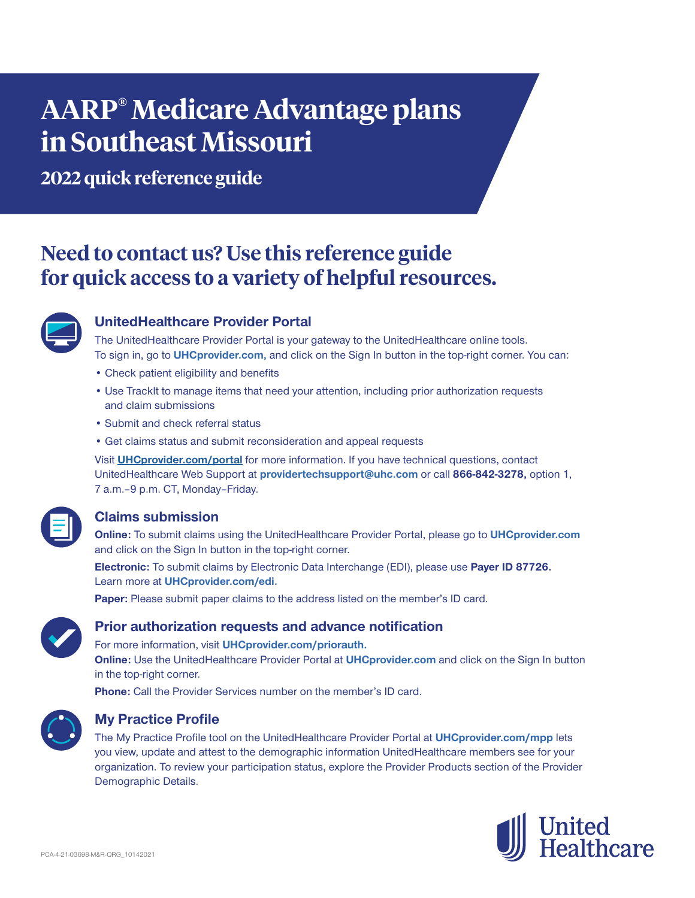# AARP® Medicare Advantage plans in Southeast Missouri

## 2022 quick reference guide

## Need to contact us? Use this reference guide for quick access to a variety of helpful resources.

### UnitedHealthcare Provider Portal

The UnitedHealthcare Provider Portal is your gateway to the UnitedHealthcare online tools. To sign in, go to **UHCprovider.com,** and click on the Sign In button in the top-right corner. You can:

- Check patient eligibility and benefits
- Use TrackIt to manage items that need your attention, including prior authorization requests and claim submissions
- Submit and check referral status
- Get claims status and submit reconsideration and appeal requests

Visit **UHCprovider.com/portal** for more information. If you have technical questions, contact UnitedHealthcare Web Support at **providertechsupport@uhc.com** or call **866-842-3278,** option 1, 7 a.m.–9 p.m. CT, Monday–Friday.

### Claims submission

**Online:** To submit claims using the UnitedHealthcare Provider Portal, please go to **UHCprovider.com** and click on the Sign In button in the top-right corner.

**Electronic:** To submit claims by Electronic Data Interchange (EDI), please use **Payer ID 87726.** Learn more at **UHCprovider.com/edi.**

**Paper:** Please submit paper claims to the address listed on the member's ID card.

### Prior authorization requests and advance notification

For more information, visit **UHCprovider.com/priorauth.**

**Online:** Use the UnitedHealthcare Provider Portal at **UHCprovider.com** and click on the Sign In button in the top-right corner.

**Phone:** Call the Provider Services number on the member's ID card.

### My Practice Profile

The My Practice Profile tool on the UnitedHealthcare Provider Portal at **UHCprovider.com/mpp** lets you view, update and attest to the demographic information UnitedHealthcare members see for your organization. To review your participation status, explore the Provider Products section of the Provider Demographic Details.

PCA-4-21-03698-M&R-QRG_10142021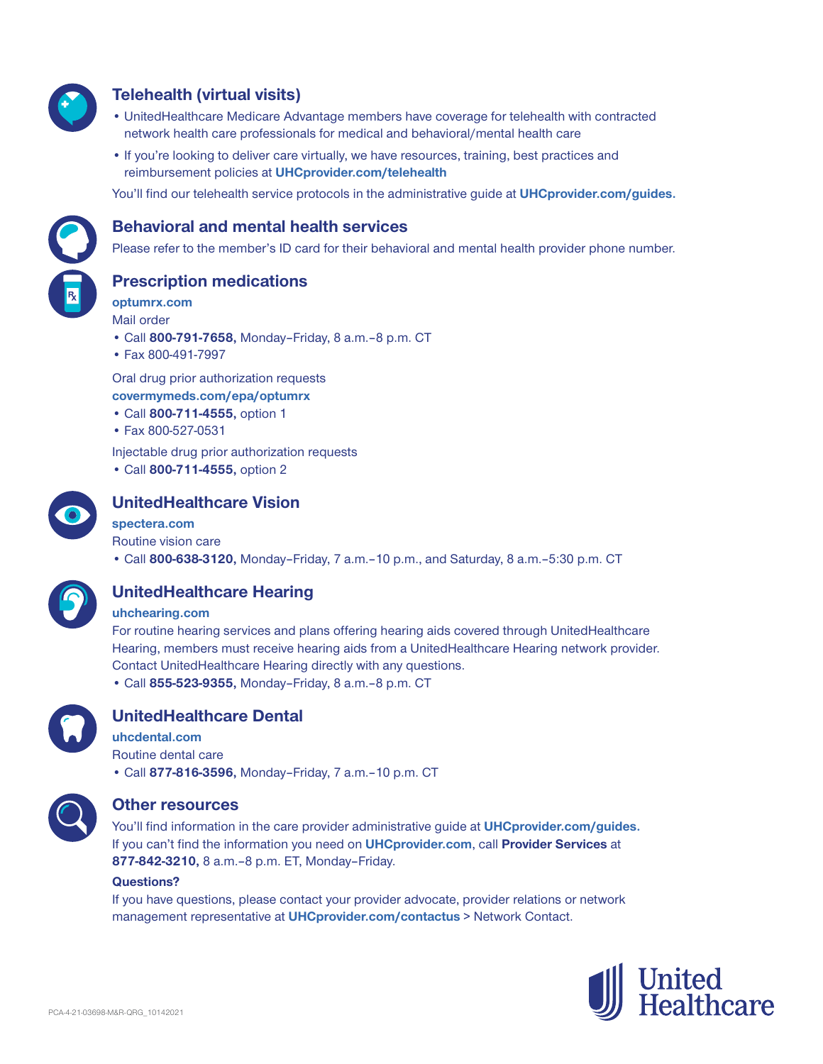## Telehealth (virtual visits)

- UnitedHealthcare Medicare Advantage members have coverage for telehealth with contracted network health care professionals for medical and behavioral/mental health care
- If you're looking to deliver care virtually, we have resources, training, best practices and reimbursement policies at **UHCprovider.com/telehealth**

You'll find our telehealth service protocols in the administrative guide at **UHCprovider.com/guides.**

## Behavioral and mental health services

Please refer to the member's ID card for their behavioral and mental health provider phone number.

## Prescription medications

**optumrx.com**

Mail order

- Call **800-791-7658,** Monday–Friday, 8 a.m.–8 p.m. CT
- Fax 800-491-7997

Oral drug prior authorization requests

**covermymeds.com/epa/optumrx**

- Call **800-711-4555,** option 1
- Fax 800-527-0531

Injectable drug prior authorization requests

- Call **800-711-4555,** option 2

## UnitedHealthcare Vision

**spectera.com**

Routine vision care

- Call **800-638-3120,** Monday–Friday, 7 a.m.–10 p.m., and Saturday, 8 a.m.–5:30 p.m. CT

## UnitedHealthcare Hearing

**uhchearing.com**

For routine hearing services and plans offering hearing aids covered through UnitedHealthcare Hearing, members must receive hearing aids from a UnitedHealthcare Hearing network provider. Contact UnitedHealthcare Hearing directly with any questions.

- Call **855-523-9355,** Monday–Friday, 8 a.m.–8 p.m. CT

## UnitedHealthcare Dental

**uhcdental.com**

Routine dental care

- Call **877-816-3596,** Monday–Friday, 7 a.m.–10 p.m. CT

## Other resources

You'll find information in the care provider administrative guide at **UHCprovider.com/guides.** If you can't find the information you need on **UHCprovider.com**, call **Provider Services** at **877-842-3210,** 8 a.m.–8 p.m. ET, Monday–Friday.

**Questions?**

If you have questions, please contact your provider advocate, provider relations or network management representative at **UHCprovider.com/contactus** > Network Contact.

PCA-4-21-03698-M&R-QRG_10142021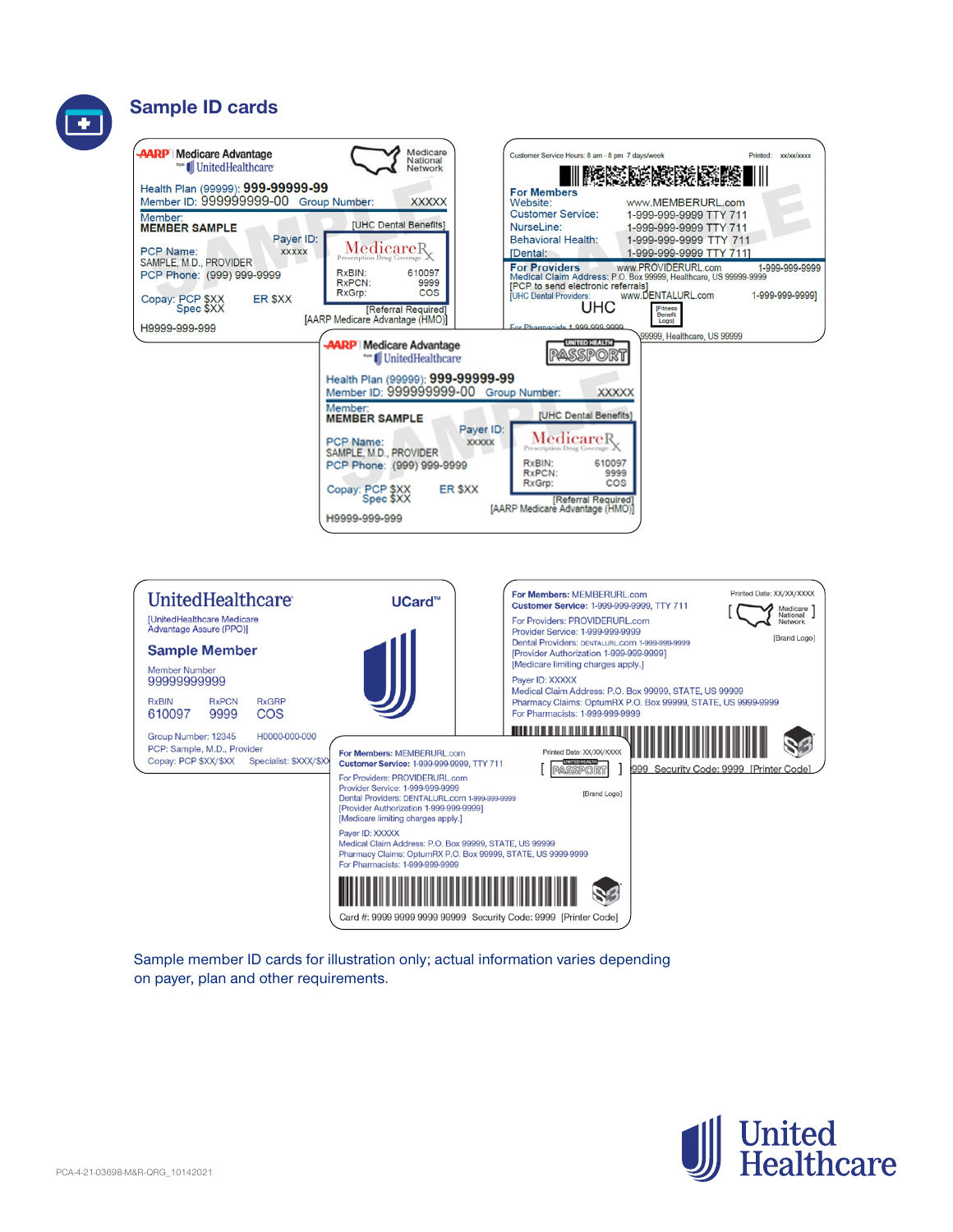## Sample ID cards

**AARP | Medicare Advantage** from UnitedHealthcare — Medicare National Network

Health Plan (99999): **999-99999-99**
Member ID: 999999999-00 Group Number: XXXXX
Member:
**MEMBER SAMPLE**
[UHC Dental Benefits]
Payer ID: XXXXX
PCP Name: SAMPLE, M.D., PROVIDER
PCP Phone: (999) 999-9999
MedicareRx Prescription Drug Coverage
RxBIN: 610097
RxPCN: 9999
RxGrp: COS
Copay: PCP $XX Spec $XX ER $XX
[Referral Required]
[AARP Medicare Advantage (HMO)]
H9999-999-999

Customer Service Hours: 8 am - 8 pm 7 days/week Printed: xx/xx/xxxx

**For Members**
Website: www.MEMBERURL.com
Customer Service: 1-999-999-9999 TTY 711
NurseLine: 1-999-999-9999 TTY 711
Behavioral Health: 1-999-999-9999 TTY 711
[Dental: 1-999-999-9999 TTY 711]

**For Providers** www.PROVIDERURL.com 1-999-999-9999
Medical Claim Address: P.O. Box 99999, Healthcare, US 99999-9999
[PCP to send electronic referrals]
[UHC Dental Providers: www.DENTALURL.com 1-999-999-9999]
UHC [Fitness Benefit Logo]
For Pharmacists 1-999-999-9999 ... 99999, Healthcare, US 99999

**AARP | Medicare Advantage** from UnitedHealthcare — UNITED HEALTH PASSPORT

Health Plan (99999): **999-99999-99**
Member ID: 999999999-00 Group Number: XXXXX
Member:
**MEMBER SAMPLE**
[UHC Dental Benefits]
Payer ID: XXXXX
PCP Name: SAMPLE, M.D., PROVIDER
PCP Phone: (999) 999-9999
MedicareRx Prescription Drug Coverage
RxBIN: 610097
RxPCN: 9999
RxGrp: COS
Copay: PCP $XX Spec $XX ER $XX
[Referral Required]
[AARP Medicare Advantage (HMO)]
H9999-999-999

**UnitedHealthcare** UCard™
[UnitedHealthcare Medicare Advantage Assure (PPO)]
**Sample Member**
Member Number
99999999999

| RxBIN | RxPCN | RxGRP |
|---|---|---|
| 610097 | 9999 | COS |

Group Number: 12345 H0000-000-000
PCP: Sample, M.D., Provider
Copay: PCP $XX/$XX Specialist: $XXX/$XX

**For Members:** MEMBERURL.com Printed Date: XX/XX/XXXX
**Customer Service:** 1-999-999-9999, TTY 711 [Medicare National Network]
For Providers: PROVIDERURL.com
Provider Service: 1-999-999-9999 [Brand Logo]
Dental Providers: DENTALURL.com 1-999-999-9999
[Provider Authorization 1-999-999-9999]
[Medicare limiting charges apply.]
Payer ID: XXXXX
Medical Claim Address: P.O. Box 99999, STATE, US 99999
Pharmacy Claims: OptumRX P.O. Box 99999, STATE, US 9999-9999
For Pharmacists: 1-999-999-9999
...999 Security Code: 9999 [Printer Code]

**For Members:** MEMBERURL.com Printed Date: XX/XX/XXXX
**Customer Service:** 1-999-999-9999, TTY 711 [UNITED HEALTH PASSPORT]
For Providers: PROVIDERURL.com
Provider Service: 1-999-999-9999 [Brand Logo]
Dental Providers: DENTALURL.com 1-999-999-9999
[Provider Authorization 1-999-999-9999]
[Medicare limiting charges apply.]
Payer ID: XXXXX
Medical Claim Address: P.O. Box 99999, STATE, US 99999
Pharmacy Claims: OptumRX P.O. Box 99999, STATE, US 9999-9999
For Pharmacists: 1-999-999-9999
Card #: 9999 9999 9999 99999 Security Code: 9999 [Printer Code]

Sample member ID cards for illustration only; actual information varies depending on payer, plan and other requirements.

United Healthcare

PCA-4-21-03698-M&R-QRG_10142021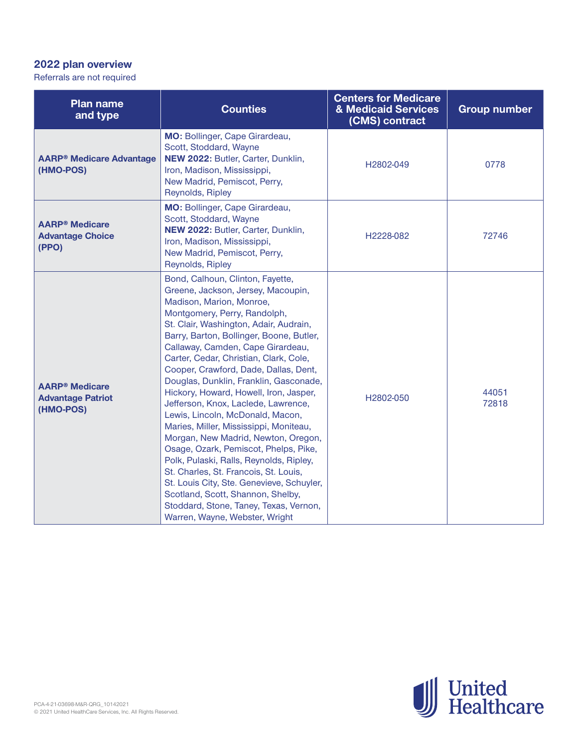## 2022 plan overview

Referrals are not required

| Plan name and type | Counties | Centers for Medicare & Medicaid Services (CMS) contract | Group number |
|---|---|---|---|
| **AARP® Medicare Advantage (HMO-POS)** | **MO:** Bollinger, Cape Girardeau, Scott, Stoddard, Wayne **NEW 2022:** Butler, Carter, Dunklin, Iron, Madison, Mississippi, New Madrid, Pemiscot, Perry, Reynolds, Ripley | H2802-049 | 0778 |
| **AARP® Medicare Advantage Choice (PPO)** | **MO:** Bollinger, Cape Girardeau, Scott, Stoddard, Wayne **NEW 2022:** Butler, Carter, Dunklin, Iron, Madison, Mississippi, New Madrid, Pemiscot, Perry, Reynolds, Ripley | H2228-082 | 72746 |
| **AARP® Medicare Advantage Patriot (HMO-POS)** | Bond, Calhoun, Clinton, Fayette, Greene, Jackson, Jersey, Macoupin, Madison, Marion, Monroe, Montgomery, Perry, Randolph, St. Clair, Washington, Adair, Audrain, Barry, Barton, Bollinger, Boone, Butler, Callaway, Camden, Cape Girardeau, Carter, Cedar, Christian, Clark, Cole, Cooper, Crawford, Dade, Dallas, Dent, Douglas, Dunklin, Franklin, Gasconade, Hickory, Howard, Howell, Iron, Jasper, Jefferson, Knox, Laclede, Lawrence, Lewis, Lincoln, McDonald, Macon, Maries, Miller, Mississippi, Moniteau, Morgan, New Madrid, Newton, Oregon, Osage, Ozark, Pemiscot, Phelps, Pike, Polk, Pulaski, Ralls, Reynolds, Ripley, St. Charles, St. Francois, St. Louis, St. Louis City, Ste. Genevieve, Schuyler, Scotland, Scott, Shannon, Shelby, Stoddard, Stone, Taney, Texas, Vernon, Warren, Wayne, Webster, Wright | H2802-050 | 44051 72818 |

PCA-4-21-03698-M&R-QRG_10142021
© 2021 United HealthCare Services, Inc. All Rights Reserved.

United Healthcare